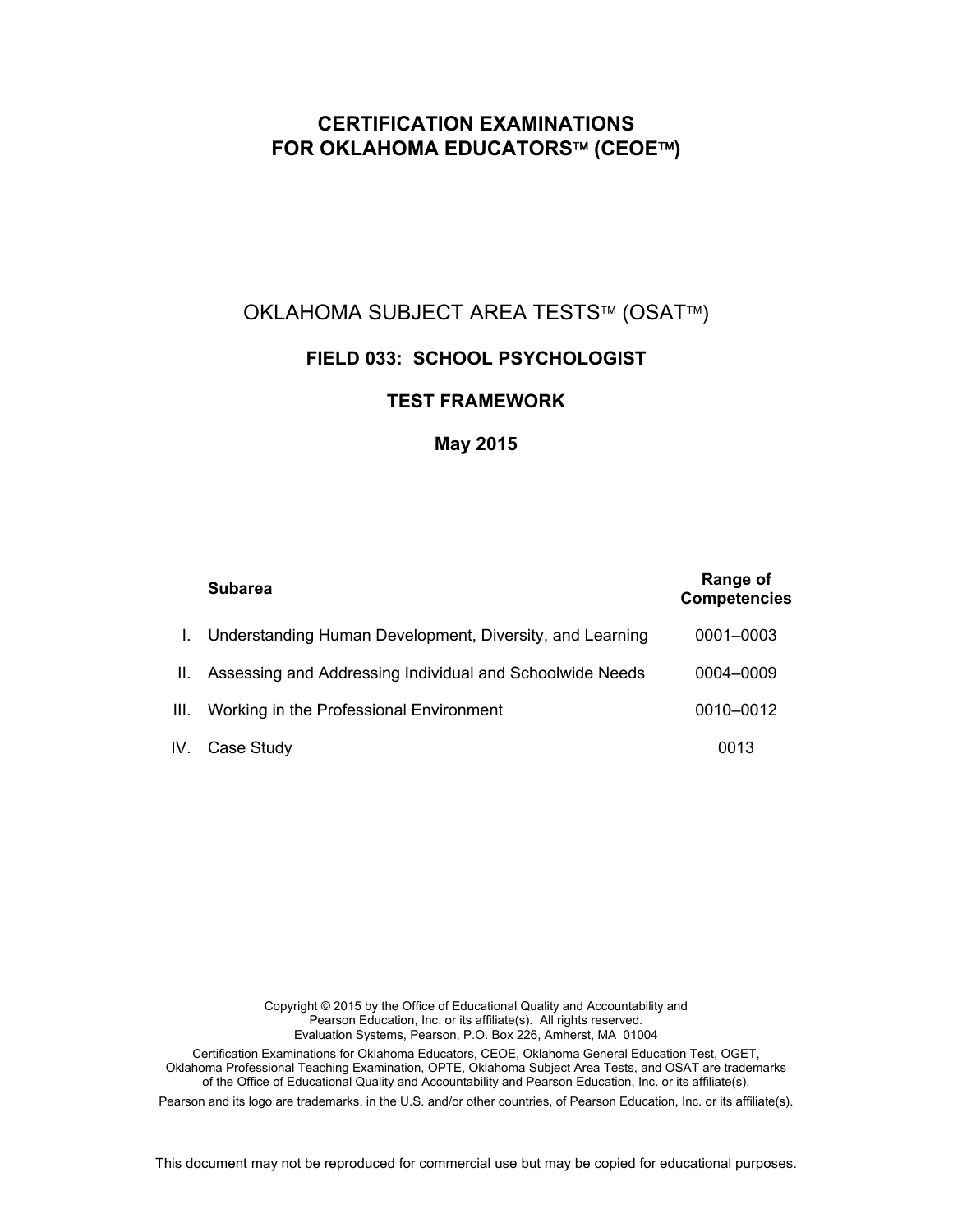# CERTIFICATION EXAMINATIONS FOR OKLAHOMA EDUCATORS™ (CEOE™)

## OKLAHOMA SUBJECT AREA TESTS™ (OSAT™)

### FIELD 033: SCHOOL PSYCHOLOGIST

### TEST FRAMEWORK

### May 2015

| | Subarea | Range of Competencies |
|---|---|---|
| I. | Understanding Human Development, Diversity, and Learning | 0001–0003 |
| II. | Assessing and Addressing Individual and Schoolwide Needs | 0004–0009 |
| III. | Working in the Professional Environment | 0010–0012 |
| IV. | Case Study | 0013 |

Copyright © 2015 by the Office of Educational Quality and Accountability and Pearson Education, Inc. or its affiliate(s). All rights reserved.
Evaluation Systems, Pearson, P.O. Box 226, Amherst, MA 01004

Certification Examinations for Oklahoma Educators, CEOE, Oklahoma General Education Test, OGET, Oklahoma Professional Teaching Examination, OPTE, Oklahoma Subject Area Tests, and OSAT are trademarks of the Office of Educational Quality and Accountability and Pearson Education, Inc. or its affiliate(s).

Pearson and its logo are trademarks, in the U.S. and/or other countries, of Pearson Education, Inc. or its affiliate(s).

This document may not be reproduced for commercial use but may be copied for educational purposes.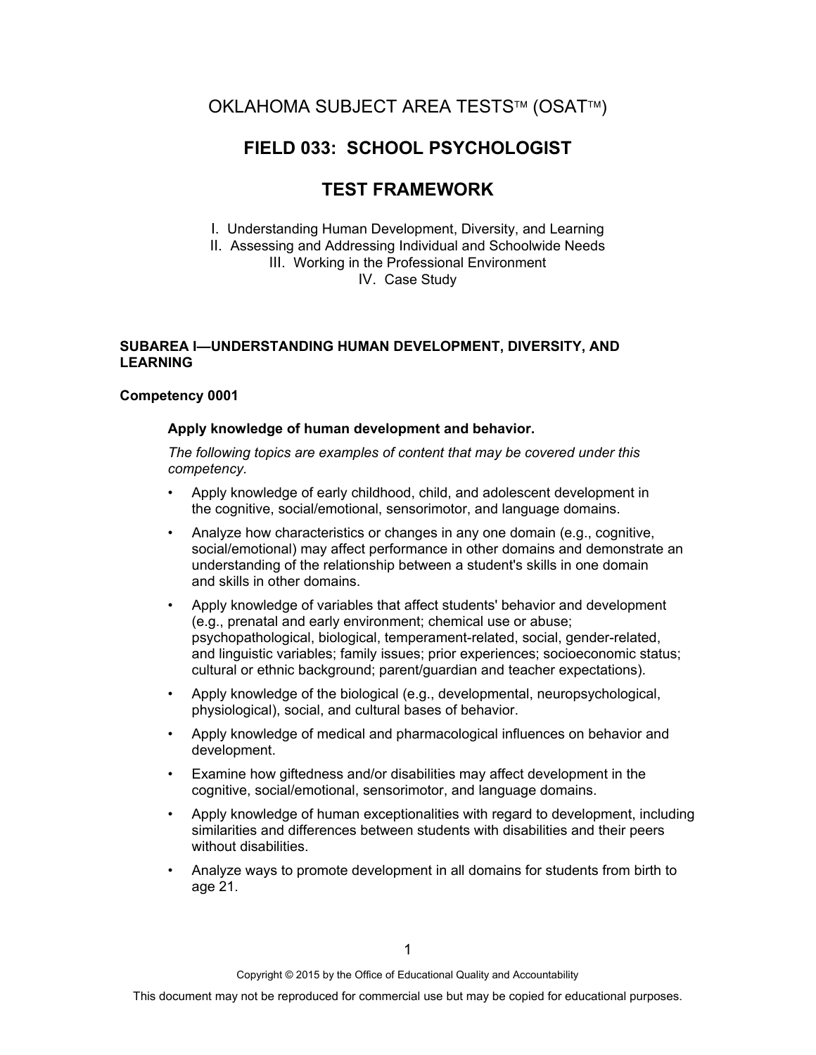# OKLAHOMA SUBJECT AREA TESTS™ (OSAT™)

## FIELD 033: SCHOOL PSYCHOLOGIST

## TEST FRAMEWORK

I. Understanding Human Development, Diversity, and Learning
II. Assessing and Addressing Individual and Schoolwide Needs
III. Working in the Professional Environment
IV. Case Study

### SUBAREA I—UNDERSTANDING HUMAN DEVELOPMENT, DIVERSITY, AND LEARNING

#### Competency 0001

**Apply knowledge of human development and behavior.**

*The following topics are examples of content that may be covered under this competency.*

- Apply knowledge of early childhood, child, and adolescent development in the cognitive, social/emotional, sensorimotor, and language domains.
- Analyze how characteristics or changes in any one domain (e.g., cognitive, social/emotional) may affect performance in other domains and demonstrate an understanding of the relationship between a student's skills in one domain and skills in other domains.
- Apply knowledge of variables that affect students' behavior and development (e.g., prenatal and early environment; chemical use or abuse; psychopathological, biological, temperament-related, social, gender-related, and linguistic variables; family issues; prior experiences; socioeconomic status; cultural or ethnic background; parent/guardian and teacher expectations).
- Apply knowledge of the biological (e.g., developmental, neuropsychological, physiological), social, and cultural bases of behavior.
- Apply knowledge of medical and pharmacological influences on behavior and development.
- Examine how giftedness and/or disabilities may affect development in the cognitive, social/emotional, sensorimotor, and language domains.
- Apply knowledge of human exceptionalities with regard to development, including similarities and differences between students with disabilities and their peers without disabilities.
- Analyze ways to promote development in all domains for students from birth to age 21.

Copyright © 2015 by the Office of Educational Quality and Accountability

This document may not be reproduced for commercial use but may be copied for educational purposes.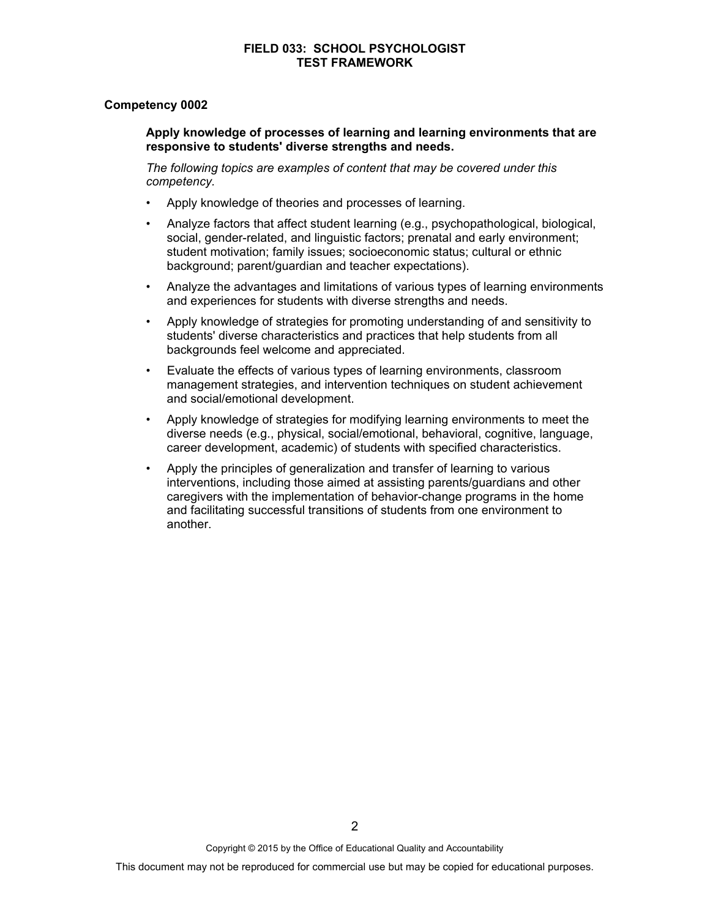## Competency 0002

**Apply knowledge of processes of learning and learning environments that are responsive to students' diverse strengths and needs.**

*The following topics are examples of content that may be covered under this competency.*

- Apply knowledge of theories and processes of learning.
- Analyze factors that affect student learning (e.g., psychopathological, biological, social, gender-related, and linguistic factors; prenatal and early environment; student motivation; family issues; socioeconomic status; cultural or ethnic background; parent/guardian and teacher expectations).
- Analyze the advantages and limitations of various types of learning environments and experiences for students with diverse strengths and needs.
- Apply knowledge of strategies for promoting understanding of and sensitivity to students' diverse characteristics and practices that help students from all backgrounds feel welcome and appreciated.
- Evaluate the effects of various types of learning environments, classroom management strategies, and intervention techniques on student achievement and social/emotional development.
- Apply knowledge of strategies for modifying learning environments to meet the diverse needs (e.g., physical, social/emotional, behavioral, cognitive, language, career development, academic) of students with specified characteristics.
- Apply the principles of generalization and transfer of learning to various interventions, including those aimed at assisting parents/guardians and other caregivers with the implementation of behavior-change programs in the home and facilitating successful transitions of students from one environment to another.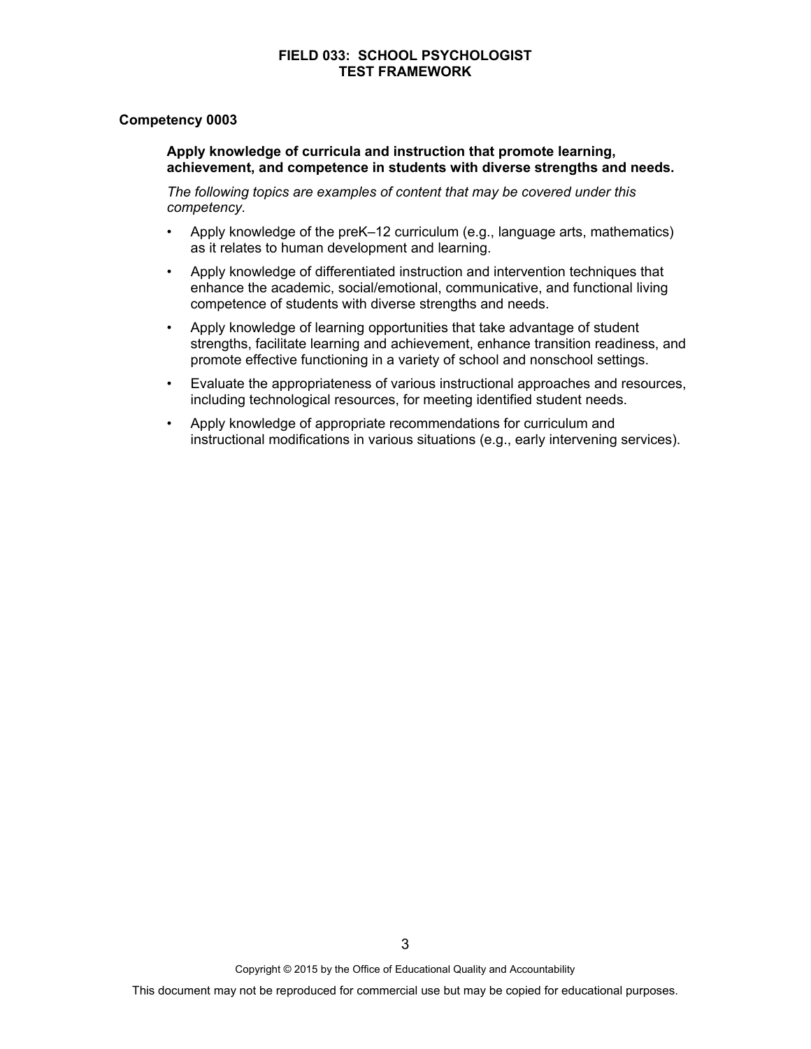## Competency 0003

**Apply knowledge of curricula and instruction that promote learning, achievement, and competence in students with diverse strengths and needs.**

*The following topics are examples of content that may be covered under this competency.*

- Apply knowledge of the preK–12 curriculum (e.g., language arts, mathematics) as it relates to human development and learning.
- Apply knowledge of differentiated instruction and intervention techniques that enhance the academic, social/emotional, communicative, and functional living competence of students with diverse strengths and needs.
- Apply knowledge of learning opportunities that take advantage of student strengths, facilitate learning and achievement, enhance transition readiness, and promote effective functioning in a variety of school and nonschool settings.
- Evaluate the appropriateness of various instructional approaches and resources, including technological resources, for meeting identified student needs.
- Apply knowledge of appropriate recommendations for curriculum and instructional modifications in various situations (e.g., early intervening services).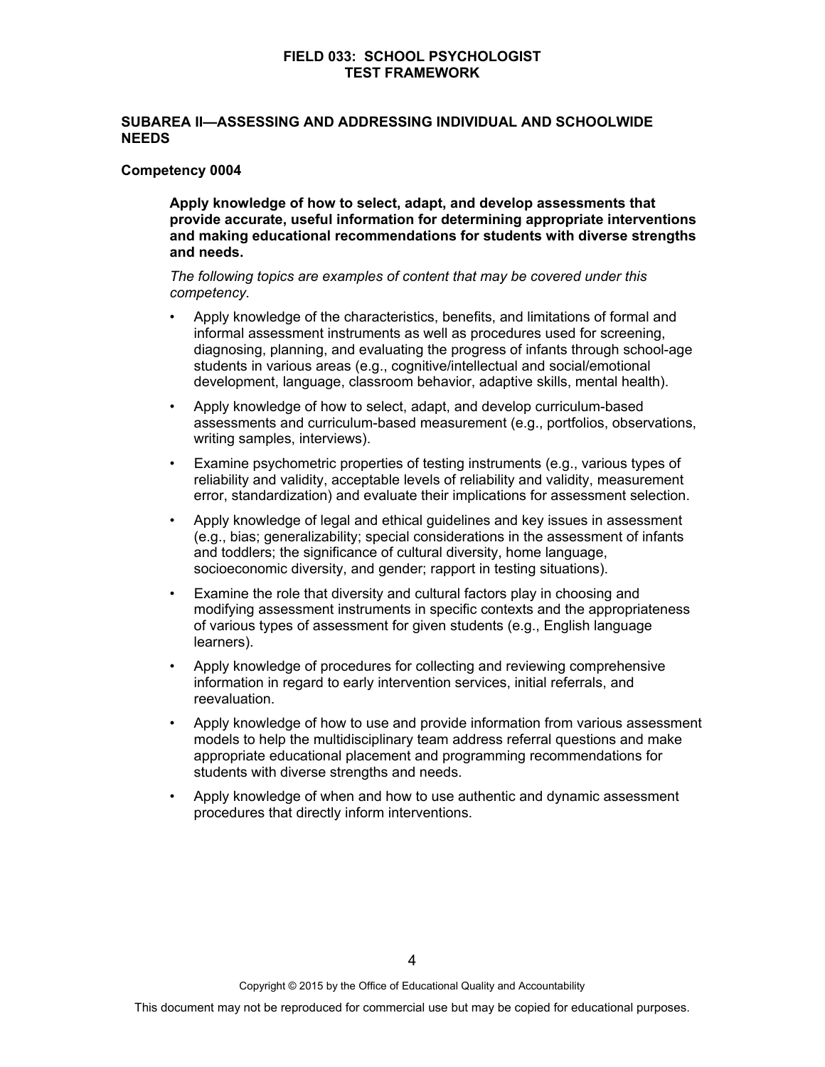## SUBAREA II—ASSESSING AND ADDRESSING INDIVIDUAL AND SCHOOLWIDE NEEDS

### Competency 0004

**Apply knowledge of how to select, adapt, and develop assessments that provide accurate, useful information for determining appropriate interventions and making educational recommendations for students with diverse strengths and needs.**

*The following topics are examples of content that may be covered under this competency.*

- Apply knowledge of the characteristics, benefits, and limitations of formal and informal assessment instruments as well as procedures used for screening, diagnosing, planning, and evaluating the progress of infants through school-age students in various areas (e.g., cognitive/intellectual and social/emotional development, language, classroom behavior, adaptive skills, mental health).
- Apply knowledge of how to select, adapt, and develop curriculum-based assessments and curriculum-based measurement (e.g., portfolios, observations, writing samples, interviews).
- Examine psychometric properties of testing instruments (e.g., various types of reliability and validity, acceptable levels of reliability and validity, measurement error, standardization) and evaluate their implications for assessment selection.
- Apply knowledge of legal and ethical guidelines and key issues in assessment (e.g., bias; generalizability; special considerations in the assessment of infants and toddlers; the significance of cultural diversity, home language, socioeconomic diversity, and gender; rapport in testing situations).
- Examine the role that diversity and cultural factors play in choosing and modifying assessment instruments in specific contexts and the appropriateness of various types of assessment for given students (e.g., English language learners).
- Apply knowledge of procedures for collecting and reviewing comprehensive information in regard to early intervention services, initial referrals, and reevaluation.
- Apply knowledge of how to use and provide information from various assessment models to help the multidisciplinary team address referral questions and make appropriate educational placement and programming recommendations for students with diverse strengths and needs.
- Apply knowledge of when and how to use authentic and dynamic assessment procedures that directly inform interventions.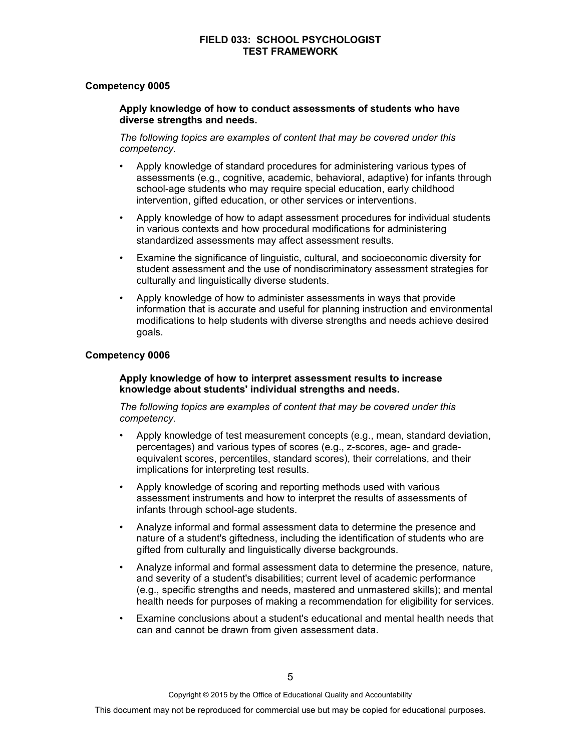## Competency 0005

**Apply knowledge of how to conduct assessments of students who have diverse strengths and needs.**

*The following topics are examples of content that may be covered under this competency.*

- Apply knowledge of standard procedures for administering various types of assessments (e.g., cognitive, academic, behavioral, adaptive) for infants through school-age students who may require special education, early childhood intervention, gifted education, or other services or interventions.
- Apply knowledge of how to adapt assessment procedures for individual students in various contexts and how procedural modifications for administering standardized assessments may affect assessment results.
- Examine the significance of linguistic, cultural, and socioeconomic diversity for student assessment and the use of nondiscriminatory assessment strategies for culturally and linguistically diverse students.
- Apply knowledge of how to administer assessments in ways that provide information that is accurate and useful for planning instruction and environmental modifications to help students with diverse strengths and needs achieve desired goals.

## Competency 0006

**Apply knowledge of how to interpret assessment results to increase knowledge about students' individual strengths and needs.**

*The following topics are examples of content that may be covered under this competency.*

- Apply knowledge of test measurement concepts (e.g., mean, standard deviation, percentages) and various types of scores (e.g., z-scores, age- and grade-equivalent scores, percentiles, standard scores), their correlations, and their implications for interpreting test results.
- Apply knowledge of scoring and reporting methods used with various assessment instruments and how to interpret the results of assessments of infants through school-age students.
- Analyze informal and formal assessment data to determine the presence and nature of a student's giftedness, including the identification of students who are gifted from culturally and linguistically diverse backgrounds.
- Analyze informal and formal assessment data to determine the presence, nature, and severity of a student's disabilities; current level of academic performance (e.g., specific strengths and needs, mastered and unmastered skills); and mental health needs for purposes of making a recommendation for eligibility for services.
- Examine conclusions about a student's educational and mental health needs that can and cannot be drawn from given assessment data.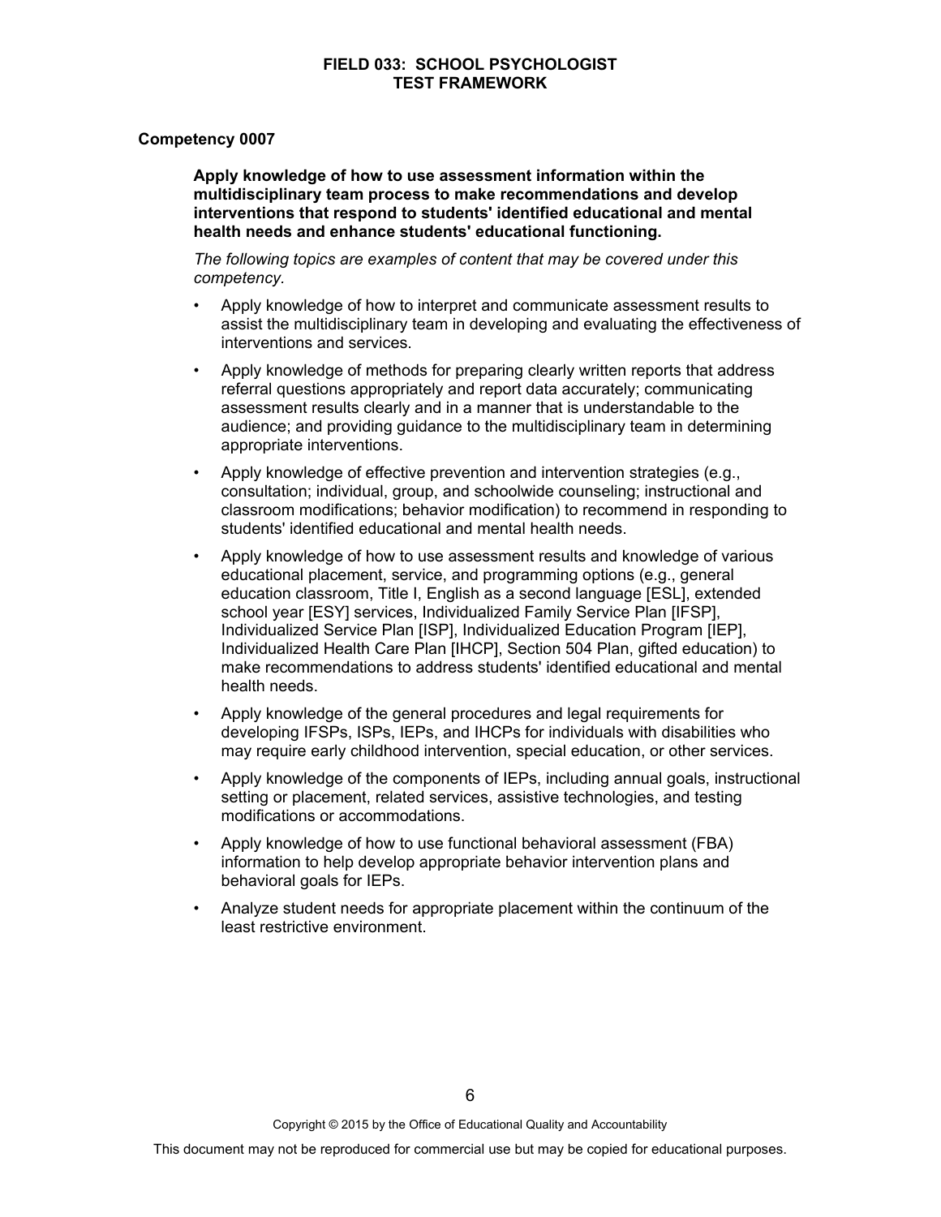## Competency 0007

**Apply knowledge of how to use assessment information within the multidisciplinary team process to make recommendations and develop interventions that respond to students' identified educational and mental health needs and enhance students' educational functioning.**

*The following topics are examples of content that may be covered under this competency.*

- Apply knowledge of how to interpret and communicate assessment results to assist the multidisciplinary team in developing and evaluating the effectiveness of interventions and services.
- Apply knowledge of methods for preparing clearly written reports that address referral questions appropriately and report data accurately; communicating assessment results clearly and in a manner that is understandable to the audience; and providing guidance to the multidisciplinary team in determining appropriate interventions.
- Apply knowledge of effective prevention and intervention strategies (e.g., consultation; individual, group, and schoolwide counseling; instructional and classroom modifications; behavior modification) to recommend in responding to students' identified educational and mental health needs.
- Apply knowledge of how to use assessment results and knowledge of various educational placement, service, and programming options (e.g., general education classroom, Title I, English as a second language [ESL], extended school year [ESY] services, Individualized Family Service Plan [IFSP], Individualized Service Plan [ISP], Individualized Education Program [IEP], Individualized Health Care Plan [IHCP], Section 504 Plan, gifted education) to make recommendations to address students' identified educational and mental health needs.
- Apply knowledge of the general procedures and legal requirements for developing IFSPs, ISPs, IEPs, and IHCPs for individuals with disabilities who may require early childhood intervention, special education, or other services.
- Apply knowledge of the components of IEPs, including annual goals, instructional setting or placement, related services, assistive technologies, and testing modifications or accommodations.
- Apply knowledge of how to use functional behavioral assessment (FBA) information to help develop appropriate behavior intervention plans and behavioral goals for IEPs.
- Analyze student needs for appropriate placement within the continuum of the least restrictive environment.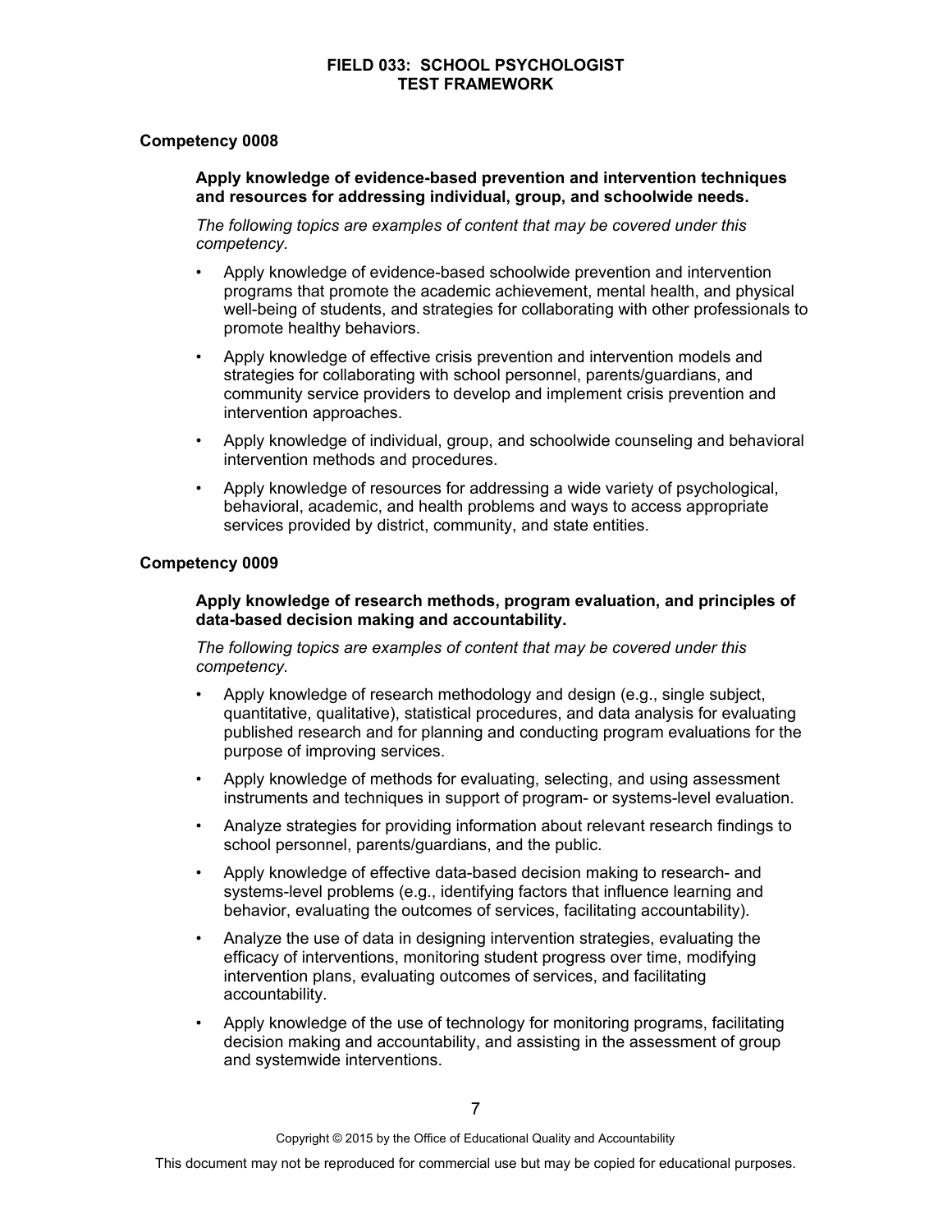## Competency 0008

**Apply knowledge of evidence-based prevention and intervention techniques and resources for addressing individual, group, and schoolwide needs.**

*The following topics are examples of content that may be covered under this competency.*

- Apply knowledge of evidence-based schoolwide prevention and intervention programs that promote the academic achievement, mental health, and physical well-being of students, and strategies for collaborating with other professionals to promote healthy behaviors.
- Apply knowledge of effective crisis prevention and intervention models and strategies for collaborating with school personnel, parents/guardians, and community service providers to develop and implement crisis prevention and intervention approaches.
- Apply knowledge of individual, group, and schoolwide counseling and behavioral intervention methods and procedures.
- Apply knowledge of resources for addressing a wide variety of psychological, behavioral, academic, and health problems and ways to access appropriate services provided by district, community, and state entities.

## Competency 0009

**Apply knowledge of research methods, program evaluation, and principles of data-based decision making and accountability.**

*The following topics are examples of content that may be covered under this competency.*

- Apply knowledge of research methodology and design (e.g., single subject, quantitative, qualitative), statistical procedures, and data analysis for evaluating published research and for planning and conducting program evaluations for the purpose of improving services.
- Apply knowledge of methods for evaluating, selecting, and using assessment instruments and techniques in support of program- or systems-level evaluation.
- Analyze strategies for providing information about relevant research findings to school personnel, parents/guardians, and the public.
- Apply knowledge of effective data-based decision making to research- and systems-level problems (e.g., identifying factors that influence learning and behavior, evaluating the outcomes of services, facilitating accountability).
- Analyze the use of data in designing intervention strategies, evaluating the efficacy of interventions, monitoring student progress over time, modifying intervention plans, evaluating outcomes of services, and facilitating accountability.
- Apply knowledge of the use of technology for monitoring programs, facilitating decision making and accountability, and assisting in the assessment of group and systemwide interventions.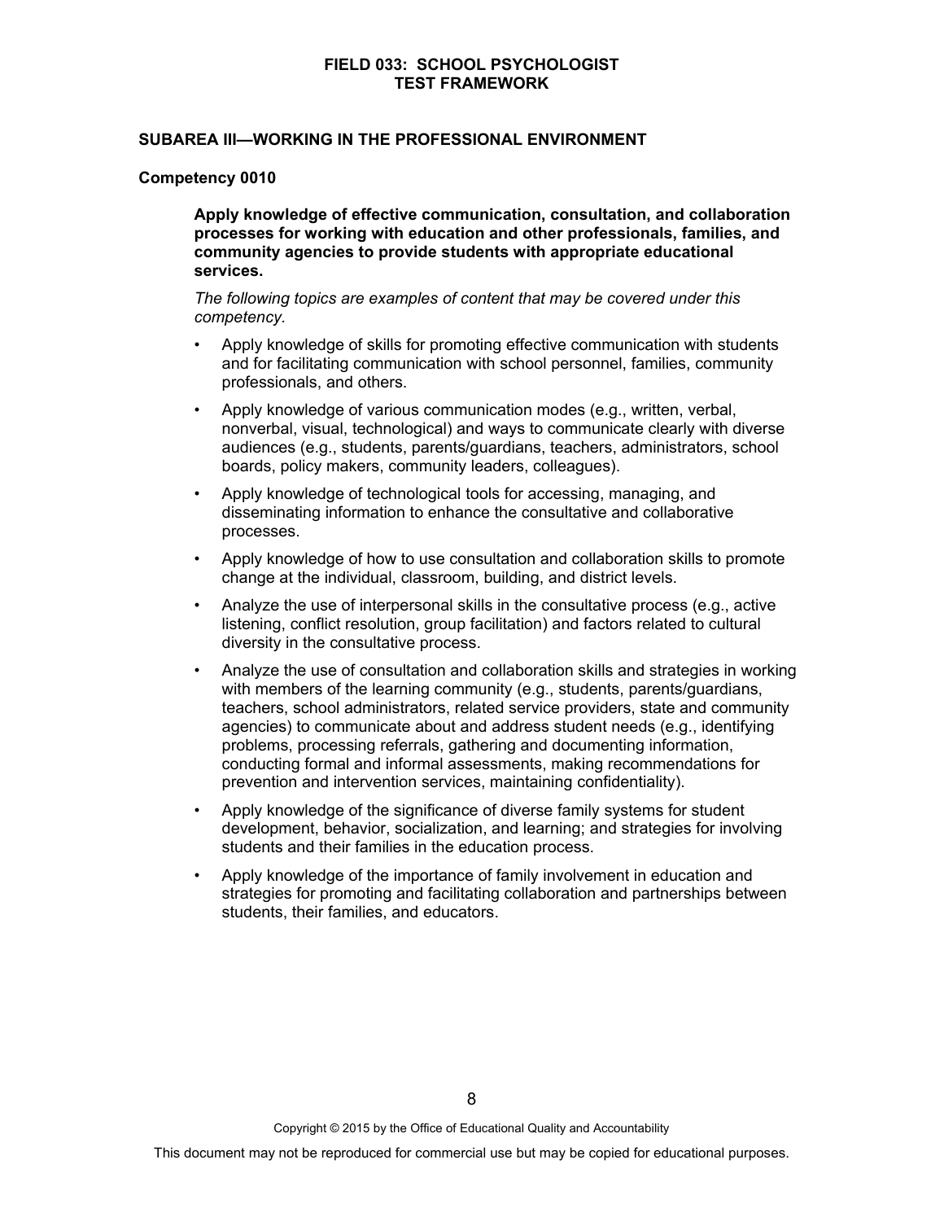## SUBAREA III—WORKING IN THE PROFESSIONAL ENVIRONMENT

### Competency 0010

**Apply knowledge of effective communication, consultation, and collaboration processes for working with education and other professionals, families, and community agencies to provide students with appropriate educational services.**

*The following topics are examples of content that may be covered under this competency.*

- Apply knowledge of skills for promoting effective communication with students and for facilitating communication with school personnel, families, community professionals, and others.
- Apply knowledge of various communication modes (e.g., written, verbal, nonverbal, visual, technological) and ways to communicate clearly with diverse audiences (e.g., students, parents/guardians, teachers, administrators, school boards, policy makers, community leaders, colleagues).
- Apply knowledge of technological tools for accessing, managing, and disseminating information to enhance the consultative and collaborative processes.
- Apply knowledge of how to use consultation and collaboration skills to promote change at the individual, classroom, building, and district levels.
- Analyze the use of interpersonal skills in the consultative process (e.g., active listening, conflict resolution, group facilitation) and factors related to cultural diversity in the consultative process.
- Analyze the use of consultation and collaboration skills and strategies in working with members of the learning community (e.g., students, parents/guardians, teachers, school administrators, related service providers, state and community agencies) to communicate about and address student needs (e.g., identifying problems, processing referrals, gathering and documenting information, conducting formal and informal assessments, making recommendations for prevention and intervention services, maintaining confidentiality).
- Apply knowledge of the significance of diverse family systems for student development, behavior, socialization, and learning; and strategies for involving students and their families in the education process.
- Apply knowledge of the importance of family involvement in education and strategies for promoting and facilitating collaboration and partnerships between students, their families, and educators.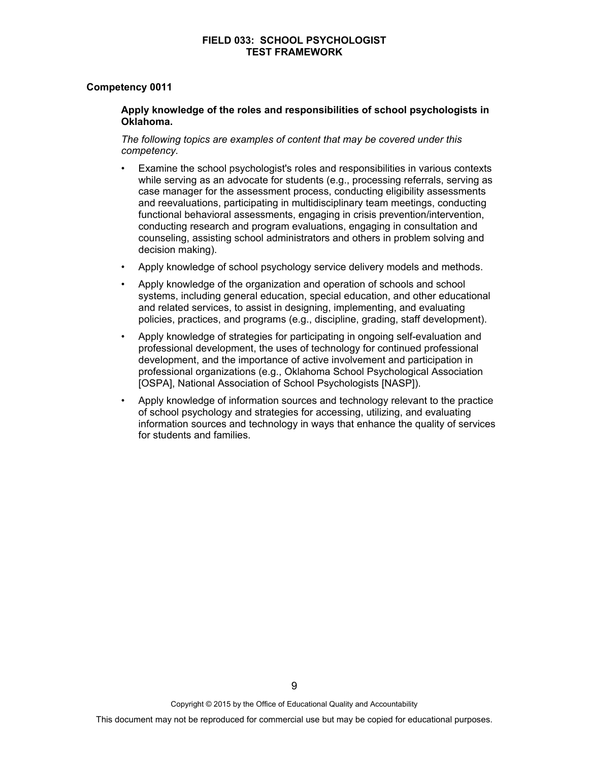## Competency 0011

**Apply knowledge of the roles and responsibilities of school psychologists in Oklahoma.**

*The following topics are examples of content that may be covered under this competency.*

- Examine the school psychologist's roles and responsibilities in various contexts while serving as an advocate for students (e.g., processing referrals, serving as case manager for the assessment process, conducting eligibility assessments and reevaluations, participating in multidisciplinary team meetings, conducting functional behavioral assessments, engaging in crisis prevention/intervention, conducting research and program evaluations, engaging in consultation and counseling, assisting school administrators and others in problem solving and decision making).
- Apply knowledge of school psychology service delivery models and methods.
- Apply knowledge of the organization and operation of schools and school systems, including general education, special education, and other educational and related services, to assist in designing, implementing, and evaluating policies, practices, and programs (e.g., discipline, grading, staff development).
- Apply knowledge of strategies for participating in ongoing self-evaluation and professional development, the uses of technology for continued professional development, and the importance of active involvement and participation in professional organizations (e.g., Oklahoma School Psychological Association [OSPA], National Association of School Psychologists [NASP]).
- Apply knowledge of information sources and technology relevant to the practice of school psychology and strategies for accessing, utilizing, and evaluating information sources and technology in ways that enhance the quality of services for students and families.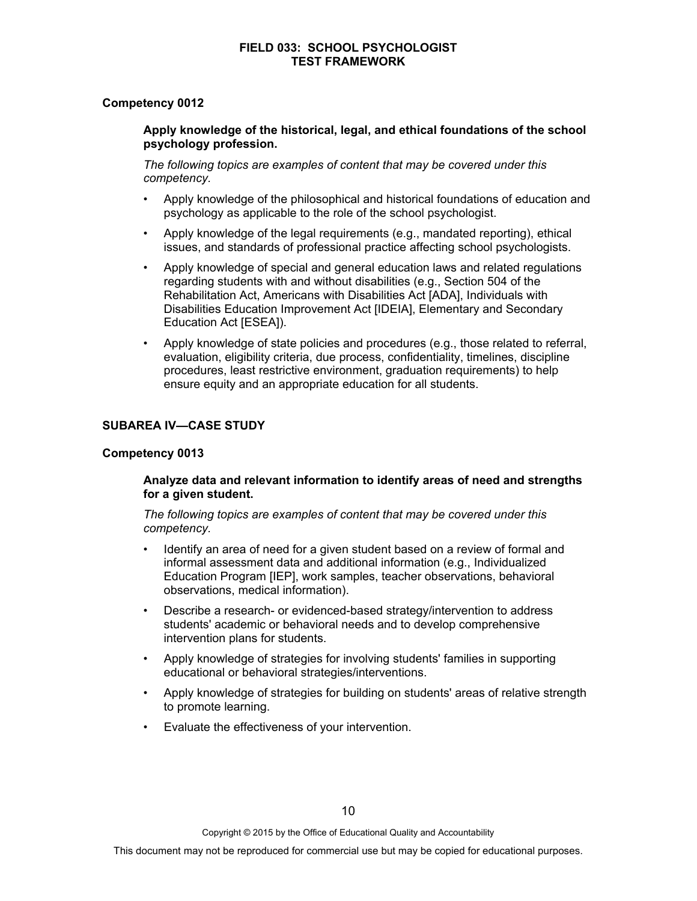## Competency 0012

**Apply knowledge of the historical, legal, and ethical foundations of the school psychology profession.**

*The following topics are examples of content that may be covered under this competency.*

- Apply knowledge of the philosophical and historical foundations of education and psychology as applicable to the role of the school psychologist.
- Apply knowledge of the legal requirements (e.g., mandated reporting), ethical issues, and standards of professional practice affecting school psychologists.
- Apply knowledge of special and general education laws and related regulations regarding students with and without disabilities (e.g., Section 504 of the Rehabilitation Act, Americans with Disabilities Act [ADA], Individuals with Disabilities Education Improvement Act [IDEIA], Elementary and Secondary Education Act [ESEA]).
- Apply knowledge of state policies and procedures (e.g., those related to referral, evaluation, eligibility criteria, due process, confidentiality, timelines, discipline procedures, least restrictive environment, graduation requirements) to help ensure equity and an appropriate education for all students.

# SUBAREA IV—CASE STUDY

## Competency 0013

**Analyze data and relevant information to identify areas of need and strengths for a given student.**

*The following topics are examples of content that may be covered under this competency.*

- Identify an area of need for a given student based on a review of formal and informal assessment data and additional information (e.g., Individualized Education Program [IEP], work samples, teacher observations, behavioral observations, medical information).
- Describe a research- or evidenced-based strategy/intervention to address students' academic or behavioral needs and to develop comprehensive intervention plans for students.
- Apply knowledge of strategies for involving students' families in supporting educational or behavioral strategies/interventions.
- Apply knowledge of strategies for building on students' areas of relative strength to promote learning.
- Evaluate the effectiveness of your intervention.

Copyright © 2015 by the Office of Educational Quality and Accountability

This document may not be reproduced for commercial use but may be copied for educational purposes.